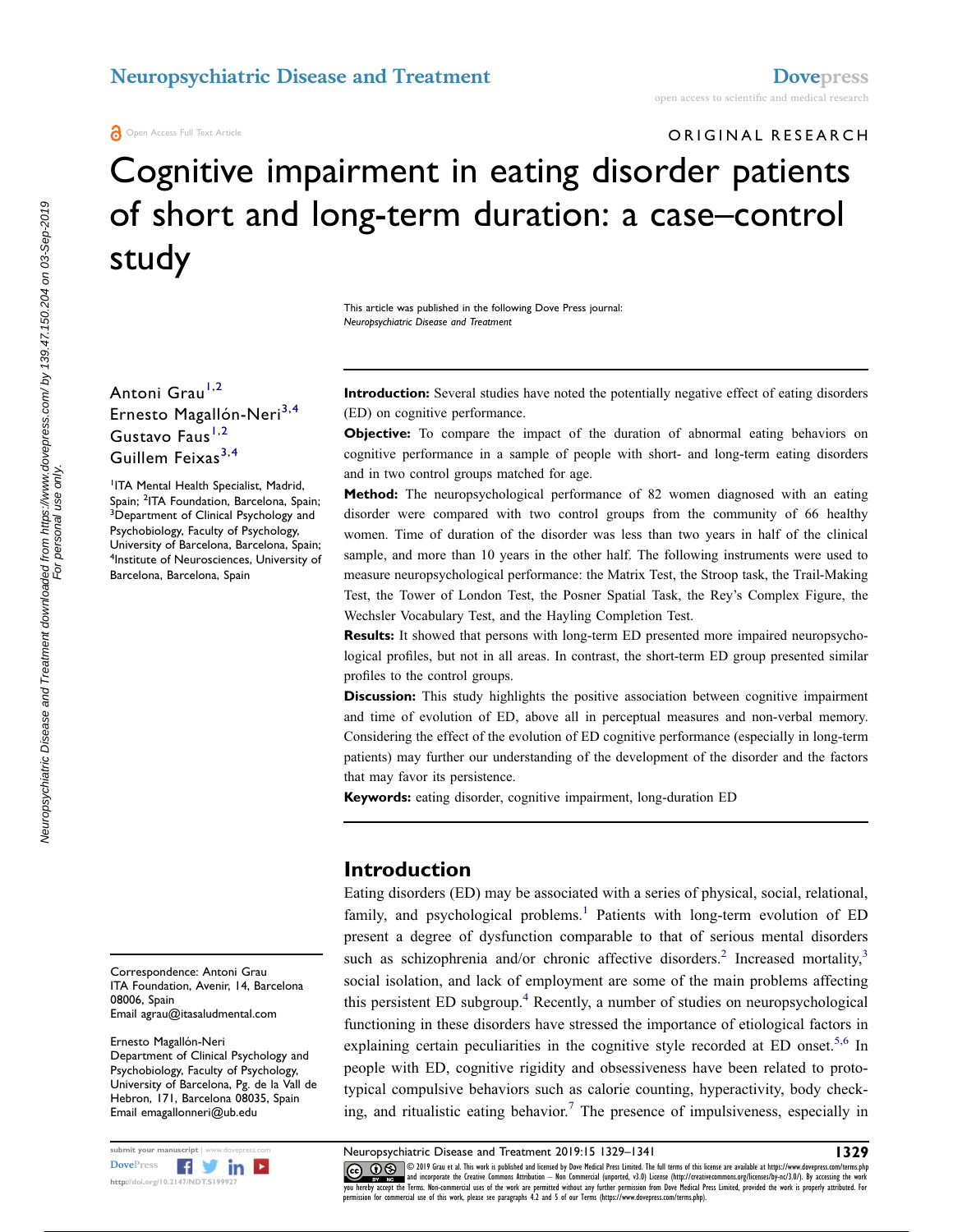ORIGINAL RESEARCH

# Cognitive impairment in eating disorder patients of short and long-term duration: a case–control study

This article was published in the following Dove Press journal:
*Neuropsychiatric Disease and Treatment*

Antoni Grau[1,2]
Ernesto Magallón-Neri[3,4]
Gustavo Faus[1,2]
Guillem Feixas[3,4]

[1]ITA Mental Health Specialist, Madrid, Spain; [2]ITA Foundation, Barcelona, Spain; [3]Department of Clinical Psychology and Psychobiology, Faculty of Psychology, University of Barcelona, Barcelona, Spain; [4]Institute of Neurosciences, University of Barcelona, Barcelona, Spain

**Introduction:** Several studies have noted the potentially negative effect of eating disorders (ED) on cognitive performance.

**Objective:** To compare the impact of the duration of abnormal eating behaviors on cognitive performance in a sample of people with short- and long-term eating disorders and in two control groups matched for age.

**Method:** The neuropsychological performance of 82 women diagnosed with an eating disorder were compared with two control groups from the community of 66 healthy women. Time of duration of the disorder was less than two years in half of the clinical sample, and more than 10 years in the other half. The following instruments were used to measure neuropsychological performance: the Matrix Test, the Stroop task, the Trail-Making Test, the Tower of London Test, the Posner Spatial Task, the Rey's Complex Figure, the Wechsler Vocabulary Test, and the Hayling Completion Test.

**Results:** It showed that persons with long-term ED presented more impaired neuropsychological profiles, but not in all areas. In contrast, the short-term ED group presented similar profiles to the control groups.

**Discussion:** This study highlights the positive association between cognitive impairment and time of evolution of ED, above all in perceptual measures and non-verbal memory. Considering the effect of the evolution of ED cognitive performance (especially in long-term patients) may further our understanding of the development of the disorder and the factors that may favor its persistence.

**Keywords:** eating disorder, cognitive impairment, long-duration ED

Correspondence: Antoni Grau
ITA Foundation, Avenir, 14, Barcelona 08006, Spain
Email agrau@itasaludmental.com

Ernesto Magallón-Neri
Department of Clinical Psychology and Psychobiology, Faculty of Psychology, University of Barcelona, Pg. de la Vall de Hebron, 171, Barcelona 08035, Spain
Email emagallonneri@ub.edu

## Introduction

Eating disorders (ED) may be associated with a series of physical, social, relational, family, and psychological problems.[1] Patients with long-term evolution of ED present a degree of dysfunction comparable to that of serious mental disorders such as schizophrenia and/or chronic affective disorders.[2] Increased mortality,[3] social isolation, and lack of employment are some of the main problems affecting this persistent ED subgroup.[4] Recently, a number of studies on neuropsychological functioning in these disorders have stressed the importance of etiological factors in explaining certain peculiarities in the cognitive style recorded at ED onset.[5,6] In people with ED, cognitive rigidity and obsessiveness have been related to prototypical compulsive behaviors such as calorie counting, hyperactivity, body checking, and ritualistic eating behavior.[7] The presence of impulsiveness, especially in

© 2019 Grau et al. This work is published and licensed by Dove Medical Press Limited. The full terms of this license are available at https://www.dovepress.com/terms.php and incorporate the Creative Commons Attribution – Non Commercial (unported, v3.0) License (http://creativecommons.org/licenses/by-nc/3.0/). By accessing the work you hereby accept the Terms. Non-commercial uses of the work are permitted without any further permission from Dove Medical Press Limited, provided the work is properly attributed. For permission for commercial use of this work, please see paragraphs 4.2 and 5 of our Terms (https://www.dovepress.com/terms.php).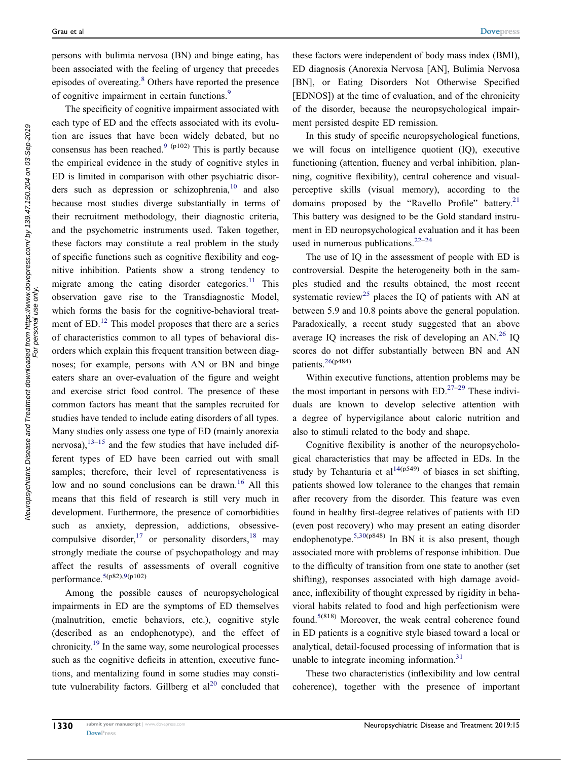persons with bulimia nervosa (BN) and binge eating, has been associated with the feeling of urgency that precedes episodes of overeating.[8] Others have reported the presence of cognitive impairment in certain functions.[9]

The specificity of cognitive impairment associated with each type of ED and the effects associated with its evolution are issues that have been widely debated, but no consensus has been reached.[9 (p102)] This is partly because the empirical evidence in the study of cognitive styles in ED is limited in comparison with other psychiatric disorders such as depression or schizophrenia,[10] and also because most studies diverge substantially in terms of their recruitment methodology, their diagnostic criteria, and the psychometric instruments used. Taken together, these factors may constitute a real problem in the study of specific functions such as cognitive flexibility and cognitive inhibition. Patients show a strong tendency to migrate among the eating disorder categories.[11] This observation gave rise to the Transdiagnostic Model, which forms the basis for the cognitive-behavioral treatment of ED.[12] This model proposes that there are a series of characteristics common to all types of behavioral disorders which explain this frequent transition between diagnoses; for example, persons with AN or BN and binge eaters share an over-evaluation of the figure and weight and exercise strict food control. The presence of these common factors has meant that the samples recruited for studies have tended to include eating disorders of all types. Many studies only assess one type of ED (mainly anorexia nervosa),[13–15] and the few studies that have included different types of ED have been carried out with small samples; therefore, their level of representativeness is low and no sound conclusions can be drawn.[16] All this means that this field of research is still very much in development. Furthermore, the presence of comorbidities such as anxiety, depression, addictions, obsessive-compulsive disorder,[17] or personality disorders,[18] may strongly mediate the course of psychopathology and may affect the results of assessments of overall cognitive performance.[5(p82),9(p102)]

Among the possible causes of neuropsychological impairments in ED are the symptoms of ED themselves (malnutrition, emetic behaviors, etc.), cognitive style (described as an endophenotype), and the effect of chronicity.[19] In the same way, some neurological processes such as the cognitive deficits in attention, executive functions, and mentalizing found in some studies may constitute vulnerability factors. Gillberg et al[20] concluded that these factors were independent of body mass index (BMI), ED diagnosis (Anorexia Nervosa [AN], Bulimia Nervosa [BN], or Eating Disorders Not Otherwise Specified [EDNOS]) at the time of evaluation, and of the chronicity of the disorder, because the neuropsychological impairment persisted despite ED remission.

In this study of specific neuropsychological functions, we will focus on intelligence quotient (IQ), executive functioning (attention, fluency and verbal inhibition, planning, cognitive flexibility), central coherence and visual-perceptive skills (visual memory), according to the domains proposed by the "Ravello Profile" battery.[21] This battery was designed to be the Gold standard instrument in ED neuropsychological evaluation and it has been used in numerous publications.[22–24]

The use of IQ in the assessment of people with ED is controversial. Despite the heterogeneity both in the samples studied and the results obtained, the most recent systematic review[25] places the IQ of patients with AN at between 5.9 and 10.8 points above the general population. Paradoxically, a recent study suggested that an above average IQ increases the risk of developing an AN.[26] IQ scores do not differ substantially between BN and AN patients.[26(p484)]

Within executive functions, attention problems may be the most important in persons with ED.[27–29] These individuals are known to develop selective attention with a degree of hypervigilance about caloric nutrition and also to stimuli related to the body and shape.

Cognitive flexibility is another of the neuropsychological characteristics that may be affected in EDs. In the study by Tchanturia et al[14(p549)] of biases in set shifting, patients showed low tolerance to the changes that remain after recovery from the disorder. This feature was even found in healthy first-degree relatives of patients with ED (even post recovery) who may present an eating disorder endophenotype.[5,30(p848)] In BN it is also present, though associated more with problems of response inhibition. Due to the difficulty of transition from one state to another (set shifting), responses associated with high damage avoidance, inflexibility of thought expressed by rigidity in behavioral habits related to food and high perfectionism were found.[5(818)] Moreover, the weak central coherence found in ED patients is a cognitive style biased toward a local or analytical, detail-focused processing of information that is unable to integrate incoming information.[31]

These two characteristics (inflexibility and low central coherence), together with the presence of important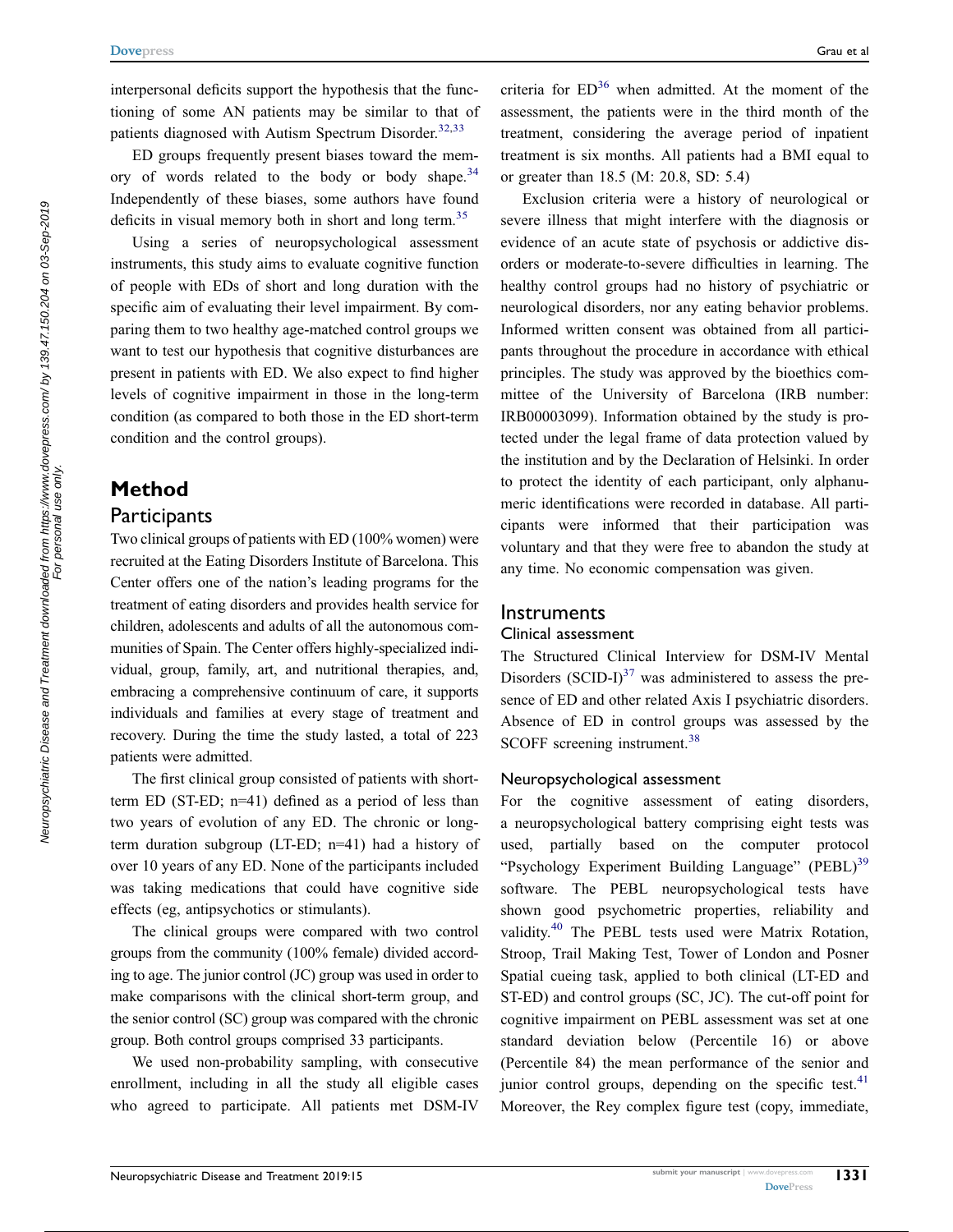interpersonal deficits support the hypothesis that the functioning of some AN patients may be similar to that of patients diagnosed with Autism Spectrum Disorder.[32,33]

ED groups frequently present biases toward the memory of words related to the body or body shape.[34] Independently of these biases, some authors have found deficits in visual memory both in short and long term.[35]

Using a series of neuropsychological assessment instruments, this study aims to evaluate cognitive function of people with EDs of short and long duration with the specific aim of evaluating their level impairment. By comparing them to two healthy age-matched control groups we want to test our hypothesis that cognitive disturbances are present in patients with ED. We also expect to find higher levels of cognitive impairment in those in the long-term condition (as compared to both those in the ED short-term condition and the control groups).

# Method

## Participants

Two clinical groups of patients with ED (100% women) were recruited at the Eating Disorders Institute of Barcelona. This Center offers one of the nation's leading programs for the treatment of eating disorders and provides health service for children, adolescents and adults of all the autonomous communities of Spain. The Center offers highly-specialized individual, group, family, art, and nutritional therapies, and, embracing a comprehensive continuum of care, it supports individuals and families at every stage of treatment and recovery. During the time the study lasted, a total of 223 patients were admitted.

The first clinical group consisted of patients with short-term ED (ST-ED; n=41) defined as a period of less than two years of evolution of any ED. The chronic or long-term duration subgroup (LT-ED; n=41) had a history of over 10 years of any ED. None of the participants included was taking medications that could have cognitive side effects (eg, antipsychotics or stimulants).

The clinical groups were compared with two control groups from the community (100% female) divided according to age. The junior control (JC) group was used in order to make comparisons with the clinical short-term group, and the senior control (SC) group was compared with the chronic group. Both control groups comprised 33 participants.

We used non-probability sampling, with consecutive enrollment, including in all the study all eligible cases who agreed to participate. All patients met DSM-IV criteria for ED[36] when admitted. At the moment of the assessment, the patients were in the third month of the treatment, considering the average period of inpatient treatment is six months. All patients had a BMI equal to or greater than 18.5 (M: 20.8, SD: 5.4)

Exclusion criteria were a history of neurological or severe illness that might interfere with the diagnosis or evidence of an acute state of psychosis or addictive disorders or moderate-to-severe difficulties in learning. The healthy control groups had no history of psychiatric or neurological disorders, nor any eating behavior problems. Informed written consent was obtained from all participants throughout the procedure in accordance with ethical principles. The study was approved by the bioethics committee of the University of Barcelona (IRB number: IRB00003099). Information obtained by the study is protected under the legal frame of data protection valued by the institution and by the Declaration of Helsinki. In order to protect the identity of each participant, only alphanumeric identifications were recorded in database. All participants were informed that their participation was voluntary and that they were free to abandon the study at any time. No economic compensation was given.

## Instruments

### Clinical assessment

The Structured Clinical Interview for DSM-IV Mental Disorders (SCID-I)[37] was administered to assess the presence of ED and other related Axis I psychiatric disorders. Absence of ED in control groups was assessed by the SCOFF screening instrument.[38]

### Neuropsychological assessment

For the cognitive assessment of eating disorders, a neuropsychological battery comprising eight tests was used, partially based on the computer protocol "Psychology Experiment Building Language" (PEBL)[39] software. The PEBL neuropsychological tests have shown good psychometric properties, reliability and validity.[40] The PEBL tests used were Matrix Rotation, Stroop, Trail Making Test, Tower of London and Posner Spatial cueing task, applied to both clinical (LT-ED and ST-ED) and control groups (SC, JC). The cut-off point for cognitive impairment on PEBL assessment was set at one standard deviation below (Percentile 16) or above (Percentile 84) the mean performance of the senior and junior control groups, depending on the specific test.[41] Moreover, the Rey complex figure test (copy, immediate,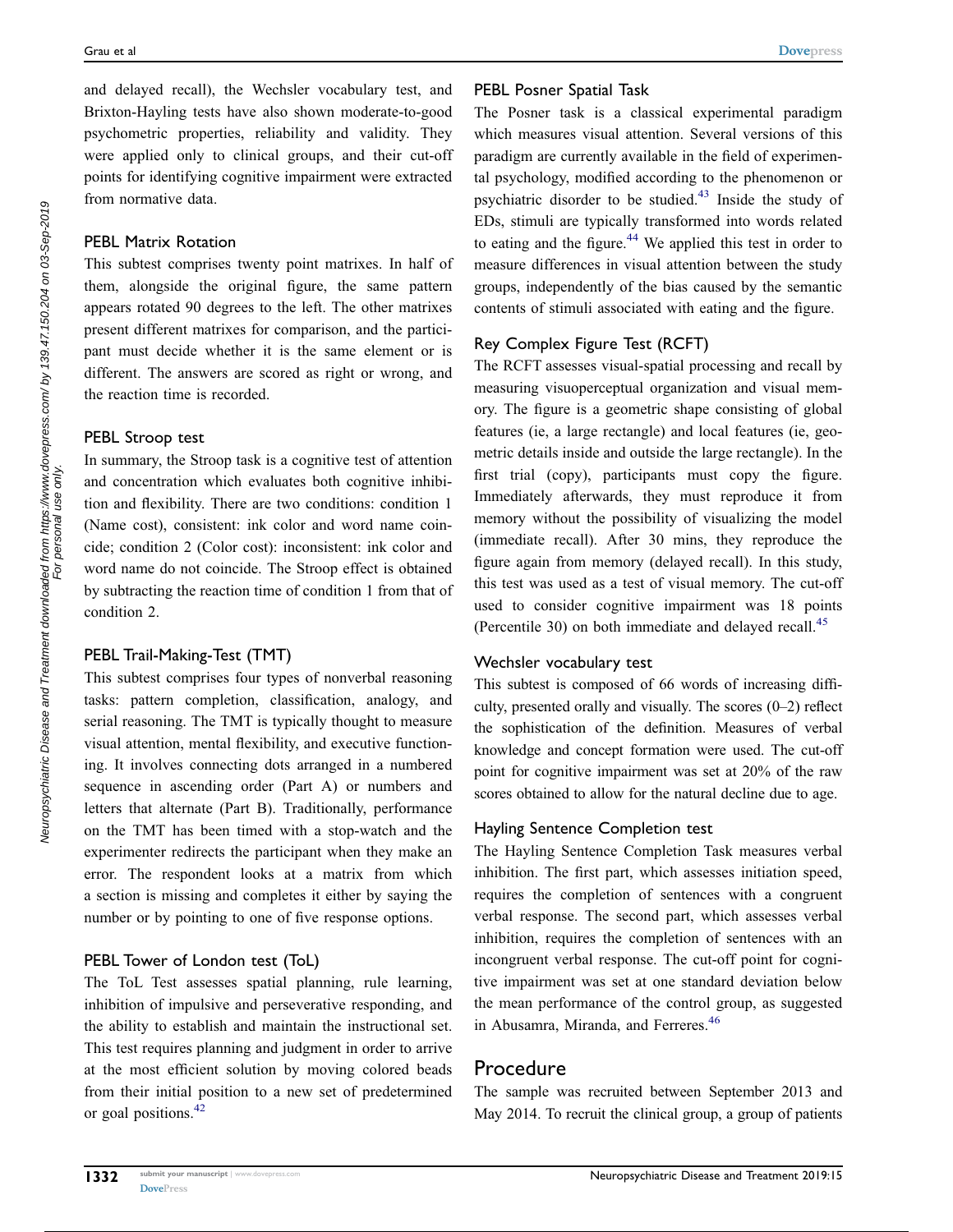and delayed recall), the Wechsler vocabulary test, and Brixton-Hayling tests have also shown moderate-to-good psychometric properties, reliability and validity. They were applied only to clinical groups, and their cut-off points for identifying cognitive impairment were extracted from normative data.

### PEBL Matrix Rotation

This subtest comprises twenty point matrixes. In half of them, alongside the original figure, the same pattern appears rotated 90 degrees to the left. The other matrixes present different matrixes for comparison, and the participant must decide whether it is the same element or is different. The answers are scored as right or wrong, and the reaction time is recorded.

### PEBL Stroop test

In summary, the Stroop task is a cognitive test of attention and concentration which evaluates both cognitive inhibition and flexibility. There are two conditions: condition 1 (Name cost), consistent: ink color and word name coincide; condition 2 (Color cost): inconsistent: ink color and word name do not coincide. The Stroop effect is obtained by subtracting the reaction time of condition 1 from that of condition 2.

### PEBL Trail-Making-Test (TMT)

This subtest comprises four types of nonverbal reasoning tasks: pattern completion, classification, analogy, and serial reasoning. The TMT is typically thought to measure visual attention, mental flexibility, and executive functioning. It involves connecting dots arranged in a numbered sequence in ascending order (Part A) or numbers and letters that alternate (Part B). Traditionally, performance on the TMT has been timed with a stop-watch and the experimenter redirects the participant when they make an error. The respondent looks at a matrix from which a section is missing and completes it either by saying the number or by pointing to one of five response options.

### PEBL Tower of London test (ToL)

The ToL Test assesses spatial planning, rule learning, inhibition of impulsive and perseverative responding, and the ability to establish and maintain the instructional set. This test requires planning and judgment in order to arrive at the most efficient solution by moving colored beads from their initial position to a new set of predetermined or goal positions.[42]

### PEBL Posner Spatial Task

The Posner task is a classical experimental paradigm which measures visual attention. Several versions of this paradigm are currently available in the field of experimental psychology, modified according to the phenomenon or psychiatric disorder to be studied.[43] Inside the study of EDs, stimuli are typically transformed into words related to eating and the figure.[44] We applied this test in order to measure differences in visual attention between the study groups, independently of the bias caused by the semantic contents of stimuli associated with eating and the figure.

### Rey Complex Figure Test (RCFT)

The RCFT assesses visual-spatial processing and recall by measuring visuoperceptual organization and visual memory. The figure is a geometric shape consisting of global features (ie, a large rectangle) and local features (ie, geometric details inside and outside the large rectangle). In the first trial (copy), participants must copy the figure. Immediately afterwards, they must reproduce it from memory without the possibility of visualizing the model (immediate recall). After 30 mins, they reproduce the figure again from memory (delayed recall). In this study, this test was used as a test of visual memory. The cut-off used to consider cognitive impairment was 18 points (Percentile 30) on both immediate and delayed recall.[45]

### Wechsler vocabulary test

This subtest is composed of 66 words of increasing difficulty, presented orally and visually. The scores (0–2) reflect the sophistication of the definition. Measures of verbal knowledge and concept formation were used. The cut-off point for cognitive impairment was set at 20% of the raw scores obtained to allow for the natural decline due to age.

### Hayling Sentence Completion test

The Hayling Sentence Completion Task measures verbal inhibition. The first part, which assesses initiation speed, requires the completion of sentences with a congruent verbal response. The second part, which assesses verbal inhibition, requires the completion of sentences with an incongruent verbal response. The cut-off point for cognitive impairment was set at one standard deviation below the mean performance of the control group, as suggested in Abusamra, Miranda, and Ferreres.[46]

## Procedure

The sample was recruited between September 2013 and May 2014. To recruit the clinical group, a group of patients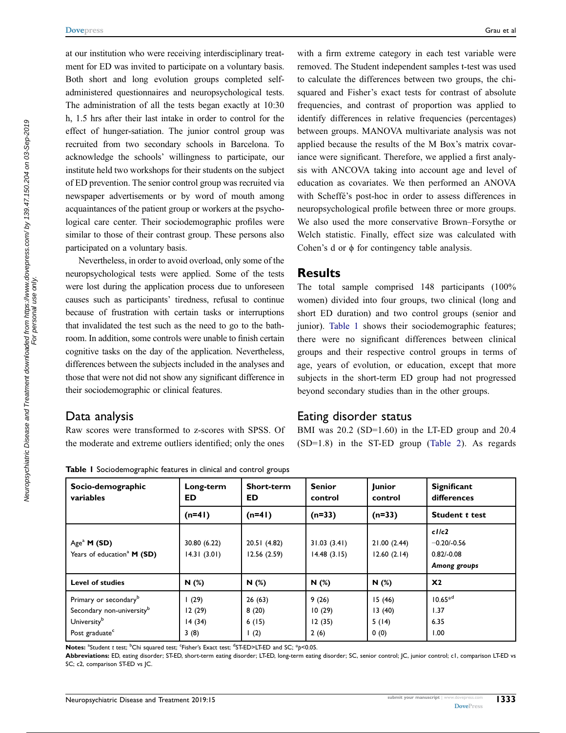at our institution who were receiving interdisciplinary treatment for ED was invited to participate on a voluntary basis. Both short and long evolution groups completed self-administered questionnaires and neuropsychological tests. The administration of all the tests began exactly at 10:30 h, 1.5 hrs after their last intake in order to control for the effect of hunger-satiation. The junior control group was recruited from two secondary schools in Barcelona. To acknowledge the schools' willingness to participate, our institute held two workshops for their students on the subject of ED prevention. The senior control group was recruited via newspaper advertisements or by word of mouth among acquaintances of the patient group or workers at the psychological care center. Their sociodemographic profiles were similar to those of their contrast group. These persons also participated on a voluntary basis.

Nevertheless, in order to avoid overload, only some of the neuropsychological tests were applied. Some of the tests were lost during the application process due to unforeseen causes such as participants' tiredness, refusal to continue because of frustration with certain tasks or interruptions that invalidated the test such as the need to go to the bathroom. In addition, some controls were unable to finish certain cognitive tasks on the day of the application. Nevertheless, differences between the subjects included in the analyses and those that were not did not show any significant difference in their sociodemographic or clinical features.

## Data analysis

Raw scores were transformed to z-scores with SPSS. Of the moderate and extreme outliers identified; only the ones with a firm extreme category in each test variable were removed. The Student independent samples t-test was used to calculate the differences between two groups, the chi-squared and Fisher's exact tests for contrast of absolute frequencies, and contrast of proportion was applied to identify differences in relative frequencies (percentages) between groups. MANOVA multivariate analysis was not applied because the results of the M Box's matrix covariance were significant. Therefore, we applied a first analysis with ANCOVA taking into account age and level of education as covariates. We then performed an ANOVA with Scheffé's post-hoc in order to assess differences in neuropsychological profile between three or more groups. We also used the more conservative Brown–Forsythe or Welch statistic. Finally, effect size was calculated with Cohen's d or ϕ for contingency table analysis.

# Results

The total sample comprised 148 participants (100% women) divided into four groups, two clinical (long and short ED duration) and two control groups (senior and junior). Table 1 shows their sociodemographic features; there were no significant differences between clinical groups and their respective control groups in terms of age, years of evolution, or education, except that more subjects in the short-term ED group had not progressed beyond secondary studies than in the other groups.

## Eating disorder status

BMI was 20.2 (SD=1.60) in the LT-ED group and 20.4 (SD=1.8) in the ST-ED group (Table 2). As regards

**Table 1** Sociodemographic features in clinical and control groups

| Socio-demographic variables | Long-term ED | Short-term ED | Senior control | Junior control | Significant differences |
|---|---|---|---|---|---|
| | **(n=41)** | **(n=41)** | **(n=33)** | **(n=33)** | **Student *t* test** |
| | | | | | ***c1/c2*** |
| Age[a] **M (SD)** | 30.80 (6.22) | 20.51 (4.82) | 31.03 (3.41) | 21.00 (2.44) | −0.20/-0.56 |
| Years of education[a] **M (SD)** | 14.31 (3.01) | 12.56 (2.59) | 14.48 (3.15) | 12.60 (2.14) | 0.82/-0.08 |
| | | | | | ***Among groups*** |
| **Level of studies** | **N (%)** | **N (%)** | **N (%)** | **N (%)** | **X2** |
| Primary or secondary[b] | 1 (29) | 26 (63) | 9 (26) | 15 (46) | 10.65*[d] |
| Secondary non-university[b] | 12 (29) | 8 (20) | 10 (29) | 13 (40) | 1.37 |
| University[b] | 14 (34) | 6 (15) | 12 (35) | 5 (14) | 6.35 |
| Post graduate[c] | 3 (8) | 1 (2) | 2 (6) | 0 (0) | 1.00 |

**Notes:** [a]Student *t* test; [b]Chi squared test; [c]Fisher's Exact test; [d]ST-ED>LT-ED and SC; *$p$<0.05.

**Abbreviations:** ED, eating disorder; ST-ED, short-term eating disorder; LT-ED, long-term eating disorder; SC, senior control; JC, junior control; c1, comparison LT-ED vs SC; c2, comparison ST-ED vs JC.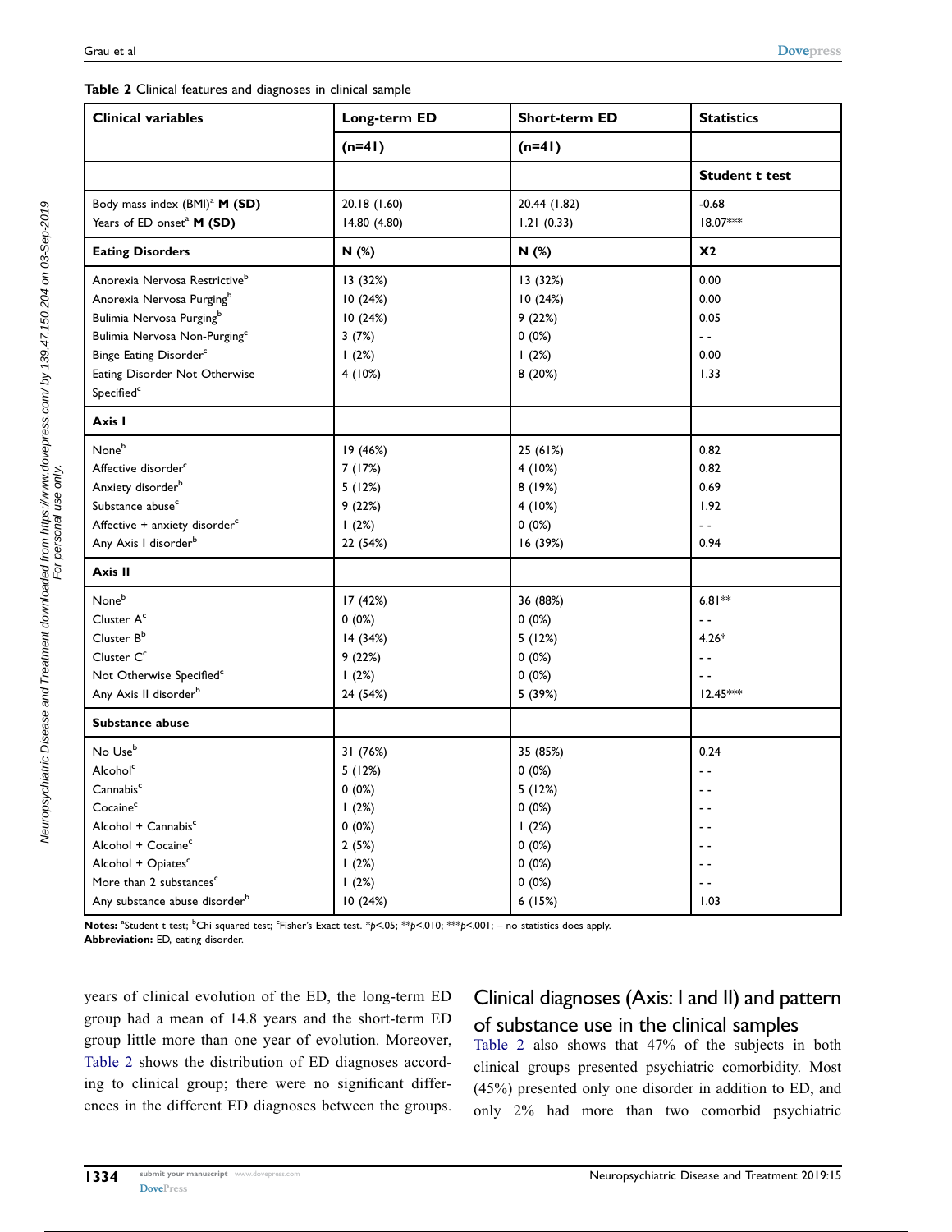**Table 2** Clinical features and diagnoses in clinical sample

| Clinical variables | Long-term ED | Short-term ED | Statistics |
|---|---|---|---|
| | (n=41) | (n=41) | |
| | | | Student t test |
| Body mass index (BMI)[a] **M (SD)** | 20.18 (1.60) | 20.44 (1.82) | -0.68 |
| Years of ED onset[a] **M (SD)** | 14.80 (4.80) | 1.21 (0.33) | 18.07*** |
| **Eating Disorders** | **N (%)** | **N (%)** | **X2** |
| Anorexia Nervosa Restrictive[b] | 13 (32%) | 13 (32%) | 0.00 |
| Anorexia Nervosa Purging[b] | 10 (24%) | 10 (24%) | 0.00 |
| Bulimia Nervosa Purging[b] | 10 (24%) | 9 (22%) | 0.05 |
| Bulimia Nervosa Non-Purging[c] | 3 (7%) | 0 (0%) | - - |
| Binge Eating Disorder[c] | 1 (2%) | 1 (2%) | 0.00 |
| Eating Disorder Not Otherwise Specified[c] | 4 (10%) | 8 (20%) | 1.33 |
| **Axis I** | | | |
| None[b] | 19 (46%) | 25 (61%) | 0.82 |
| Affective disorder[c] | 7 (17%) | 4 (10%) | 0.82 |
| Anxiety disorder[b] | 5 (12%) | 8 (19%) | 0.69 |
| Substance abuse[c] | 9 (22%) | 4 (10%) | 1.92 |
| Affective + anxiety disorder[c] | 1 (2%) | 0 (0%) | - - |
| Any Axis I disorder[b] | 22 (54%) | 16 (39%) | 0.94 |
| **Axis II** | | | |
| None[b] | 17 (42%) | 36 (88%) | 6.81** |
| Cluster A[c] | 0 (0%) | 0 (0%) | - - |
| Cluster B[b] | 14 (34%) | 5 (12%) | 4.26* |
| Cluster C[c] | 9 (22%) | 0 (0%) | - - |
| Not Otherwise Specified[c] | 1 (2%) | 0 (0%) | - - |
| Any Axis II disorder[b] | 24 (54%) | 5 (39%) | 12.45*** |
| **Substance abuse** | | | |
| No Use[b] | 31 (76%) | 35 (85%) | 0.24 |
| Alcohol[c] | 5 (12%) | 0 (0%) | - - |
| Cannabis[c] | 0 (0%) | 5 (12%) | - - |
| Cocaine[c] | 1 (2%) | 0 (0%) | - - |
| Alcohol + Cannabis[c] | 0 (0%) | 1 (2%) | - - |
| Alcohol + Cocaine[c] | 2 (5%) | 0 (0%) | - - |
| Alcohol + Opiates[c] | 1 (2%) | 0 (0%) | - - |
| More than 2 substances[c] | 1 (2%) | 0 (0%) | - - |
| Any substance abuse disorder[b] | 10 (24%) | 6 (15%) | 1.03 |

**Notes:** [a]Student t test; [b]Chi squared test; [c]Fisher's Exact test. *$p$<.05; **$p$<.010; ***$p$<.001; – no statistics does apply.
**Abbreviation:** ED, eating disorder.

years of clinical evolution of the ED, the long-term ED group had a mean of 14.8 years and the short-term ED group little more than one year of evolution. Moreover, Table 2 shows the distribution of ED diagnoses according to clinical group; there were no significant differences in the different ED diagnoses between the groups.

## Clinical diagnoses (Axis: I and II) and pattern of substance use in the clinical samples

Table 2 also shows that 47% of the subjects in both clinical groups presented psychiatric comorbidity. Most (45%) presented only one disorder in addition to ED, and only 2% had more than two comorbid psychiatric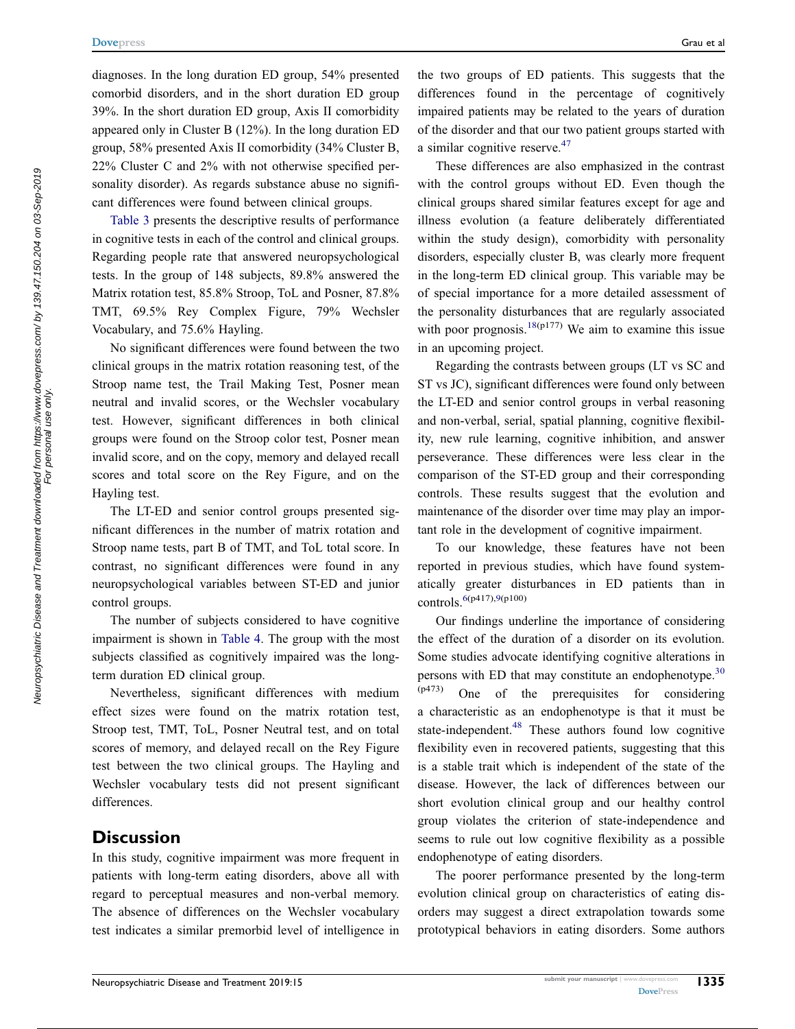diagnoses. In the long duration ED group, 54% presented comorbid disorders, and in the short duration ED group 39%. In the short duration ED group, Axis II comorbidity appeared only in Cluster B (12%). In the long duration ED group, 58% presented Axis II comorbidity (34% Cluster B, 22% Cluster C and 2% with not otherwise specified personality disorder). As regards substance abuse no significant differences were found between clinical groups.

Table 3 presents the descriptive results of performance in cognitive tests in each of the control and clinical groups. Regarding people rate that answered neuropsychological tests. In the group of 148 subjects, 89.8% answered the Matrix rotation test, 85.8% Stroop, ToL and Posner, 87.8% TMT, 69.5% Rey Complex Figure, 79% Wechsler Vocabulary, and 75.6% Hayling.

No significant differences were found between the two clinical groups in the matrix rotation reasoning test, of the Stroop name test, the Trail Making Test, Posner mean neutral and invalid scores, or the Wechsler vocabulary test. However, significant differences in both clinical groups were found on the Stroop color test, Posner mean invalid score, and on the copy, memory and delayed recall scores and total score on the Rey Figure, and on the Hayling test.

The LT-ED and senior control groups presented significant differences in the number of matrix rotation and Stroop name tests, part B of TMT, and ToL total score. In contrast, no significant differences were found in any neuropsychological variables between ST-ED and junior control groups.

The number of subjects considered to have cognitive impairment is shown in Table 4. The group with the most subjects classified as cognitively impaired was the long-term duration ED clinical group.

Nevertheless, significant differences with medium effect sizes were found on the matrix rotation test, Stroop test, TMT, ToL, Posner Neutral test, and on total scores of memory, and delayed recall on the Rey Figure test between the two clinical groups. The Hayling and Wechsler vocabulary tests did not present significant differences.

## Discussion

In this study, cognitive impairment was more frequent in patients with long-term eating disorders, above all with regard to perceptual measures and non-verbal memory. The absence of differences on the Wechsler vocabulary test indicates a similar premorbid level of intelligence in the two groups of ED patients. This suggests that the differences found in the percentage of cognitively impaired patients may be related to the years of duration of the disorder and that our two patient groups started with a similar cognitive reserve.[47]

These differences are also emphasized in the contrast with the control groups without ED. Even though the clinical groups shared similar features except for age and illness evolution (a feature deliberately differentiated within the study design), comorbidity with personality disorders, especially cluster B, was clearly more frequent in the long-term ED clinical group. This variable may be of special importance for a more detailed assessment of the personality disturbances that are regularly associated with poor prognosis.[18(p177)] We aim to examine this issue in an upcoming project.

Regarding the contrasts between groups (LT vs SC and ST vs JC), significant differences were found only between the LT-ED and senior control groups in verbal reasoning and non-verbal, serial, spatial planning, cognitive flexibility, new rule learning, cognitive inhibition, and answer perseverance. These differences were less clear in the comparison of the ST-ED group and their corresponding controls. These results suggest that the evolution and maintenance of the disorder over time may play an important role in the development of cognitive impairment.

To our knowledge, these features have not been reported in previous studies, which have found systematically greater disturbances in ED patients than in controls.[6(p417),9(p100)]

Our findings underline the importance of considering the effect of the duration of a disorder on its evolution. Some studies advocate identifying cognitive alterations in persons with ED that may constitute an endophenotype.[30(p473)] One of the prerequisites for considering a characteristic as an endophenotype is that it must be state-independent.[48] These authors found low cognitive flexibility even in recovered patients, suggesting that this is a stable trait which is independent of the state of the disease. However, the lack of differences between our short evolution clinical group and our healthy control group violates the criterion of state-independence and seems to rule out low cognitive flexibility as a possible endophenotype of eating disorders.

The poorer performance presented by the long-term evolution clinical group on characteristics of eating disorders may suggest a direct extrapolation towards some prototypical behaviors in eating disorders. Some authors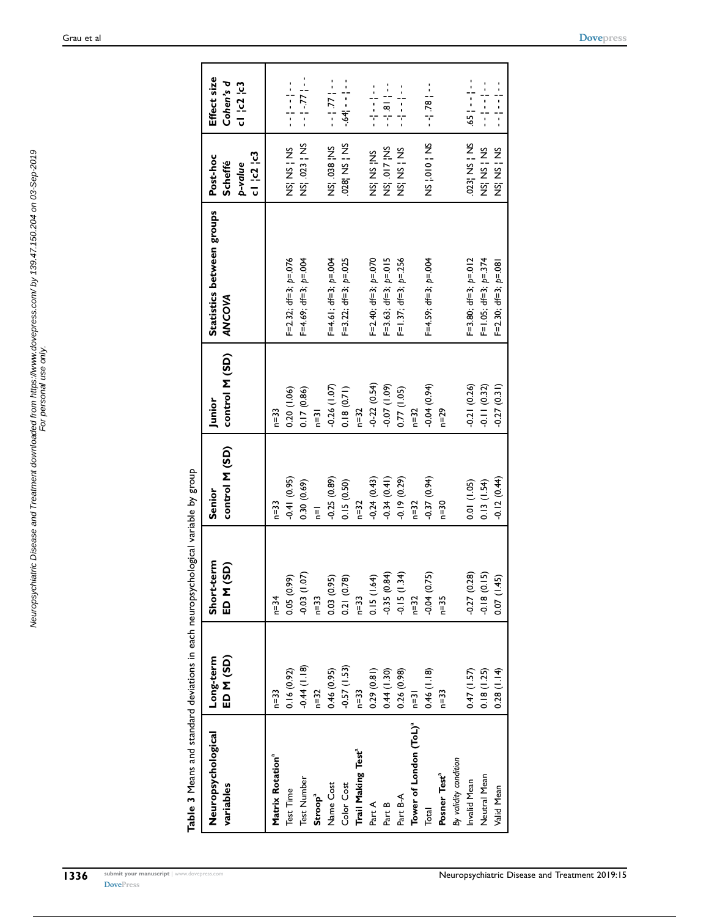**Table 3** Means and standard deviations in each neuropsychological variable by group

| Neuropsychological variables | Long-term ED M (SD) | Short-term ED M (SD) | Senior control M (SD) | Junior control M (SD) | Statistics between groups ANCOVA | Post-hoc Scheffé p-value c1 ¦c2 ¦c3 | Effect size Cohen's d c1 ¦c2 ¦c3 |
|---|---|---|---|---|---|---|---|
| **Matrix Rotation**[a] | n=33 | n=34 | n=33 | n=33 | | | |
| Test Time | 0.16 (0.92) | 0.05 (0.99) | -0.41 (0.95) | 0.20 (1.06) | F=2.32; df=3; p=.076 | NS¦ NS ¦ NS | - - ¦ - - ¦ - - |
| Test Number | -0.44 (1.18) | -0.03 (1.07) | 0.30 (0.69) | 0.17 (0.86) | F=4.69; df=3; p=.004 | NS¦ .023 ¦ NS | - - ¦ -.77 ¦ - - |
| **Stroop**[a] | n=32 | n=33 | n=1 | n=31 | | | |
| Name Cost | 0.46 (0.95) | 0.03 (0.95) | -0.25 (0.89) | -0.26 (1.07) | F=4.61; df=3; p=.004 | NS¦ .038 ¦NS | - - ¦ .77 ¦ - - |
| Color Cost | -0.57 (1.53) | 0.21 (0.78) | 0.15 (0.50) | 0.18 (0.71) | F=3.22; df=3; p=.025 | .028¦ NS ¦ NS | -.64¦ - - ¦ - - |
| **Trail Making Test**[a] | n=33 | n=33 | n=32 | n=32 | | | |
| Part A | 0.29 (0.81) | 0.15 (1.64) | -0.24 (0.43) | -0.22 (0.54) | F=2.40; df=3; p=.070 | NS¦ NS ¦NS | - - ¦ - - ¦ - - |
| Part B | 0.44 (1.30) | -0.35 (0.84) | -0.34 (0.41) | -0.07 (1.09) | F=3.63; df=3; p=.015 | NS¦ .017 ¦NS | - - ¦ .81 ¦ - - |
| Part B-A | 0.26 (0.98) | -0.15 (1.34) | -0.19 (0.29) | 0.77 (1.05) | F=1.37; df=3; p=.256 | NS¦ NS ¦ NS | - - ¦ - - ¦ - - |
| **Tower of London (ToL)**[a] | n=31 | n=32 | n=32 | n=32 | | | |
| Total | 0.46 (1.18) | -0.04 (0.75) | -0.37 (0.94) | -0.04 (0.94) | F=4.59; df=3; p=.004 | NS ¦.010 ¦ NS | - - ¦ .78 ¦ - - |
| **Posner Test**[a] | n=33 | n=35 | n=30 | n=29 | | | |
| *By validity condition* | | | | | | | |
| Invalid Mean | 0.47 (1.57) | -0.27 (0.28) | 0.01 (1.05) | -0.21 (0.26) | F=3.80; df=3; p=.012 | .023¦ NS ¦ NS | .65 ¦ - - ¦ - - |
| Neutral Mean | 0.18 (1.25) | -0.18 (0.15) | 0.13 (1.54) | -0.11 (0.32) | F=1.05; df=3; p=.374 | NS¦ NS ¦ NS | - - ¦ - - ¦ - - |
| Valid Mean | 0.28 (1.14) | 0.07 (1.45) | -0.12 (0.44) | -0.27 (0.31) | F=2.30; df=3; p=.081 | NS¦ NS ¦ NS | - - ¦ - - ¦ - - |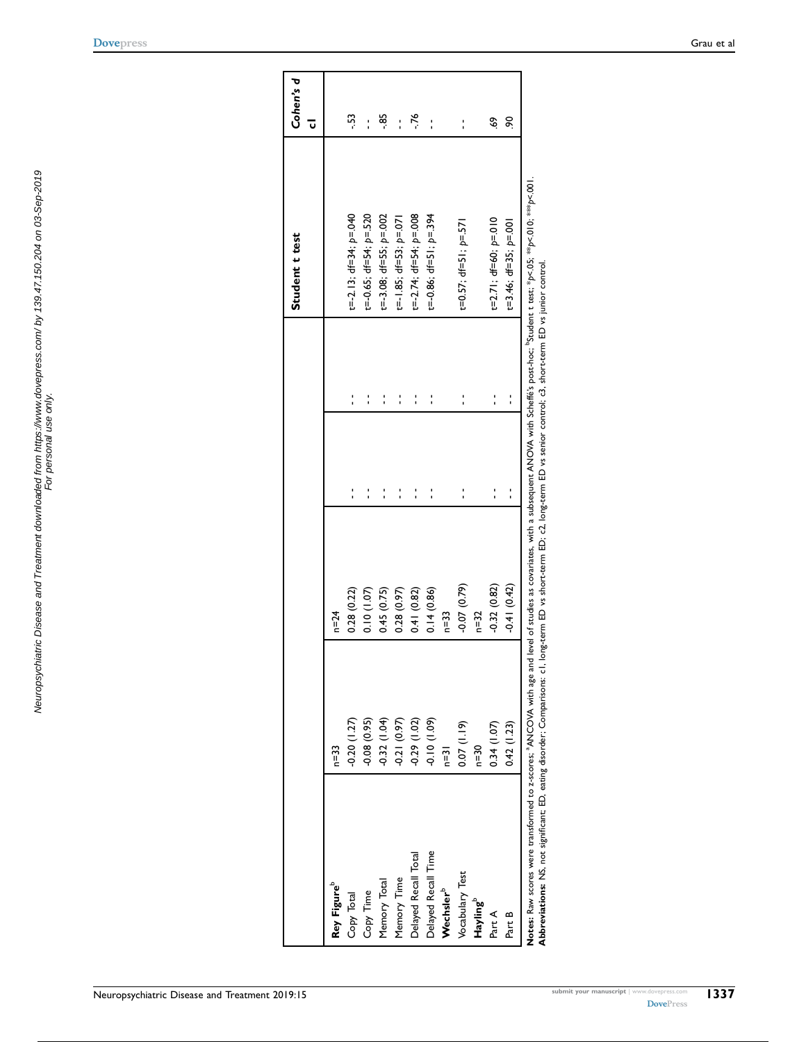|  |  |  |  |  |  | Student t test | Cohen's d c1 |
|---|---|---|---|---|---|---|---|
| **Rey Figure**[b] | n=33 | n=24 |  |  |  |  |  |
| Copy Total | -0.20 (1.27) | 0.28 (0.22) | - | - | - | t=-2.13; df=34; *p*=.040 | -.53 |
| Copy Time | -0.08 (0.95) | 0.10 (1.07) | - | - | - | t=-0.65; df=54; *p*=.520 | - |
| Memory Total | -0.32 (1.04) | 0.45 (0.75) | - | - | - | t=-3.08; df=55; *p*=.002 | -.85 |
| Memory Time | -0.21 (0.97) | 0.28 (0.97) | - | - | - | t=-1.85; df=53; *p*=.071 | - |
| Delayed Recall Total | -0.29 (1.02) | 0.41 (0.82) | - | - | - | t=-2.74; df=54; *p*=.008 | -.76 |
| Delayed Recall Time | -0.10 (1.09) | 0.14 (0.86) | - | - | - | t=-0.86; df=51; *p*=.394 | - |
| **Wechsler**[b] | n=31 | n=33 |  |  |  |  |  |
| Vocabulary Test | 0.07 (1.19) | -0.07 (0.79) | - | - | - | t=0.57; df=51; *p*=.571 | - |
| **Hayling**[b] | n=30 | n=32 |  |  |  |  |  |
| Part A | 0.34 (1.07) | -0.32 (0.82) | - | - | - | t=2.71; df=60; *p*=.010 | .69 |
| Part B | 0.42 (1.23) | -0.41 (0.42) | - | - | - | t=3.46; df=35; *p*=.001 | .90 |

**Notes:** Raw scores were transformed to z-scores; [a]ANCOVA with age and level of studies as covariates, with a subsequent ANOVA with Scheffé's post-hoc; [b]Student t test; \**p*<.05; \*\**p*<.010; \*\*\**p*<.001.
**Abbreviations:** NS, not significant; ED, eating disorder; Comparisons: c1, long-term ED vs short-term ED; c2, long-term ED vs senior control; c3, short-term ED vs junior control.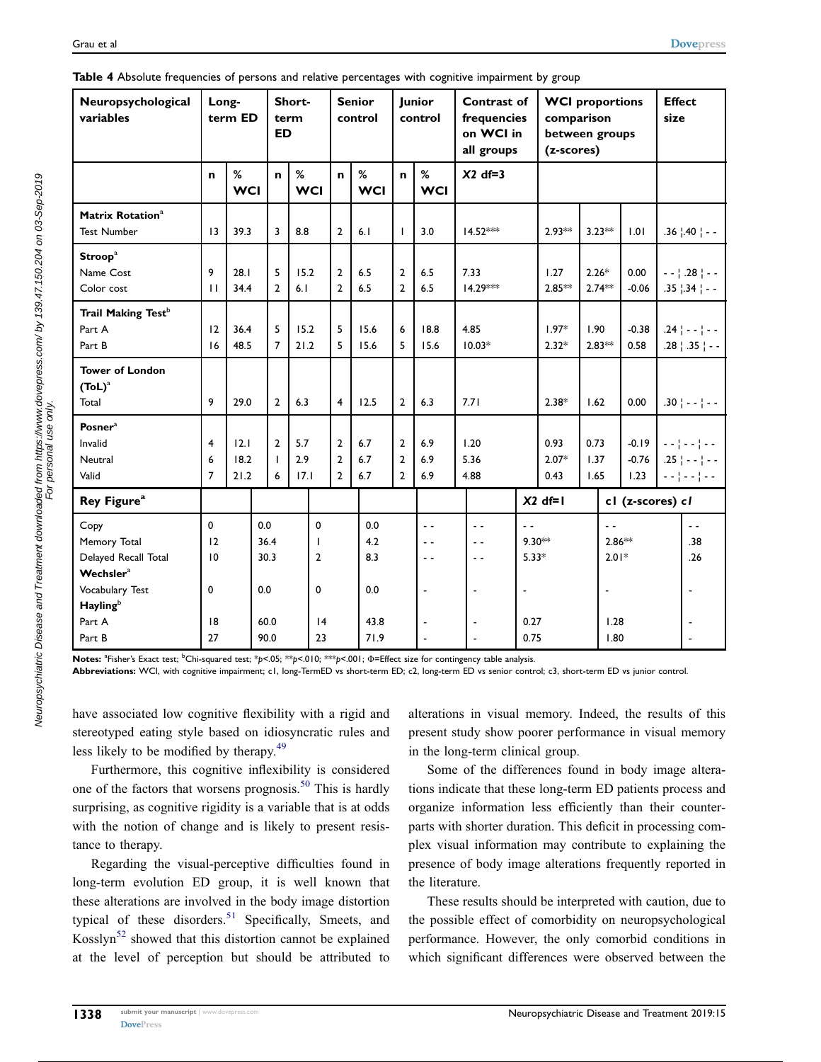**Table 4** Absolute frequencies of persons and relative percentages with cognitive impairment by group

| Neuropsychological variables | Long-term ED | | Short-term ED | | Senior control | | Junior control | | Contrast of frequencies on WCI in all groups | WCI proportions comparison between groups (z-scores) | | | Effect size |
|---|---|---|---|---|---|---|---|---|---|---|---|---|---|
| | n | % WCI | n | % WCI | n | % WCI | n | % WCI | X2 df=3 | | | | |
| **Matrix Rotation**[a] | | | | | | | | | | | | | |
| Test Number | 13 | 39.3 | 3 | 8.8 | 2 | 6.1 | 1 | 3.0 | 14.52*** | 2.93** | 3.23** | 1.01 | .36 ¦.40 ¦ - - |
| **Stroop**[a] | | | | | | | | | | | | | |
| Name Cost | 9 | 28.1 | 5 | 15.2 | 2 | 6.5 | 2 | 6.5 | 7.33 | 1.27 | 2.26* | 0.00 | - - ¦ .28 ¦ - - |
| Color cost | 11 | 34.4 | 2 | 6.1 | 2 | 6.5 | 2 | 6.5 | 14.29*** | 2.85** | 2.74** | -0.06 | .35 ¦.34 ¦ - - |
| **Trail Making Test**[b] | | | | | | | | | | | | | |
| Part A | 12 | 36.4 | 5 | 15.2 | 5 | 15.6 | 6 | 18.8 | 4.85 | 1.97* | 1.90 | -0.38 | .24 ¦ - - ¦ - - |
| Part B | 16 | 48.5 | 7 | 21.2 | 5 | 15.6 | 5 | 15.6 | 10.03* | 2.32* | 2.83** | 0.58 | .28 ¦ .35 ¦ - - |
| **Tower of London (ToL)**[a] | | | | | | | | | | | | | |
| Total | 9 | 29.0 | 2 | 6.3 | 4 | 12.5 | 2 | 6.3 | 7.71 | 2.38* | 1.62 | 0.00 | .30 ¦ - - ¦ - - |
| **Posner**[a] | | | | | | | | | | | | | |
| Invalid | 4 | 12.1 | 2 | 5.7 | 2 | 6.7 | 2 | 6.9 | 1.20 | 0.93 | 0.73 | -0.19 | - - ¦ - - ¦ - - |
| Neutral | 6 | 18.2 | 1 | 2.9 | 2 | 6.7 | 2 | 6.9 | 5.36 | 2.07* | 1.37 | -0.76 | .25 ¦ - - ¦ - - |
| Valid | 7 | 21.2 | 6 | 17.1 | 2 | 6.7 | 2 | 6.9 | 4.88 | 0.43 | 1.65 | 1.23 | - - ¦ - - ¦ - - |
| **Rey Figure**[a] | | | | | | | | | X2 df=1 | c1 (z-scores) | | | c1 |
| Copy | 0 | 0.0 | 0 | 0.0 | - - | | - - | | - - | - - | | | - - |
| Memory Total | 12 | 36.4 | 1 | 4.2 | - - | | - - | | 9.30** | 2.86** | | | .38 |
| Delayed Recall Total | 10 | 30.3 | 2 | 8.3 | - - | | - - | | 5.33* | 2.01* | | | .26 |
| **Wechsler**[a] | | | | | | | | | | | | | |
| Vocabulary Test | 0 | 0.0 | 0 | 0.0 | - | | - | | - | - | | | - |
| **Hayling**[b] | | | | | | | | | | | | | |
| Part A | 18 | 60.0 | 14 | 43.8 | - | | - | | 0.27 | 1.28 | | | - |
| Part B | 27 | 90.0 | 23 | 71.9 | - | | - | | 0.75 | 1.80 | | | - |

**Notes:** [a]Fisher's Exact test; [b]Chi-squared test; *$p<.05$; **$p<.010$; ***$p<.001$; Φ=Effect size for contingency table analysis.
**Abbreviations:** WCI, with cognitive impairment; c1, long-TermED vs short-term ED; c2, long-term ED vs senior control; c3, short-term ED vs junior control.

have associated low cognitive flexibility with a rigid and stereotyped eating style based on idiosyncratic rules and less likely to be modified by therapy.[49]

Furthermore, this cognitive inflexibility is considered one of the factors that worsens prognosis.[50] This is hardly surprising, as cognitive rigidity is a variable that is at odds with the notion of change and is likely to present resistance to therapy.

Regarding the visual-perceptive difficulties found in long-term evolution ED group, it is well known that these alterations are involved in the body image distortion typical of these disorders.[51] Specifically, Smeets, and Kosslyn[52] showed that this distortion cannot be explained at the level of perception but should be attributed to alterations in visual memory. Indeed, the results of this present study show poorer performance in visual memory in the long-term clinical group.

Some of the differences found in body image alterations indicate that these long-term ED patients process and organize information less efficiently than their counterparts with shorter duration. This deficit in processing complex visual information may contribute to explaining the presence of body image alterations frequently reported in the literature.

These results should be interpreted with caution, due to the possible effect of comorbidity on neuropsychological performance. However, the only comorbid conditions in which significant differences were observed between the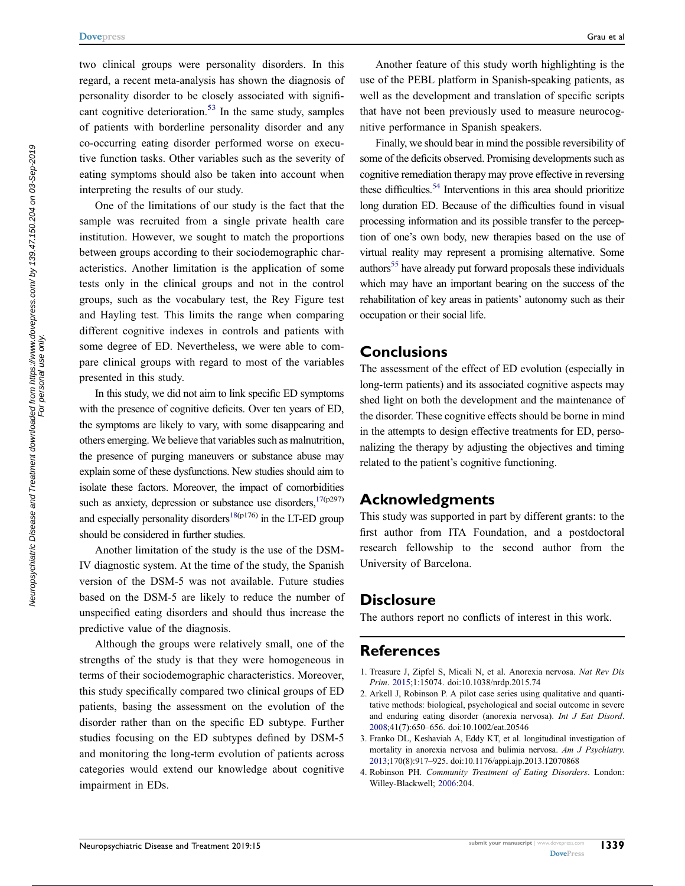two clinical groups were personality disorders. In this regard, a recent meta-analysis has shown the diagnosis of personality disorder to be closely associated with significant cognitive deterioration.[53] In the same study, samples of patients with borderline personality disorder and any co-occurring eating disorder performed worse on executive function tasks. Other variables such as the severity of eating symptoms should also be taken into account when interpreting the results of our study.

One of the limitations of our study is the fact that the sample was recruited from a single private health care institution. However, we sought to match the proportions between groups according to their sociodemographic characteristics. Another limitation is the application of some tests only in the clinical groups and not in the control groups, such as the vocabulary test, the Rey Figure test and Hayling test. This limits the range when comparing different cognitive indexes in controls and patients with some degree of ED. Nevertheless, we were able to compare clinical groups with regard to most of the variables presented in this study.

In this study, we did not aim to link specific ED symptoms with the presence of cognitive deficits. Over ten years of ED, the symptoms are likely to vary, with some disappearing and others emerging. We believe that variables such as malnutrition, the presence of purging maneuvers or substance abuse may explain some of these dysfunctions. New studies should aim to isolate these factors. Moreover, the impact of comorbidities such as anxiety, depression or substance use disorders,[17(p297)] and especially personality disorders[18(p176)] in the LT-ED group should be considered in further studies.

Another limitation of the study is the use of the DSM-IV diagnostic system. At the time of the study, the Spanish version of the DSM-5 was not available. Future studies based on the DSM-5 are likely to reduce the number of unspecified eating disorders and should thus increase the predictive value of the diagnosis.

Although the groups were relatively small, one of the strengths of the study is that they were homogeneous in terms of their sociodemographic characteristics. Moreover, this study specifically compared two clinical groups of ED patients, basing the assessment on the evolution of the disorder rather than on the specific ED subtype. Further studies focusing on the ED subtypes defined by DSM-5 and monitoring the long-term evolution of patients across categories would extend our knowledge about cognitive impairment in EDs.

Another feature of this study worth highlighting is the use of the PEBL platform in Spanish-speaking patients, as well as the development and translation of specific scripts that have not been previously used to measure neurocognitive performance in Spanish speakers.

Finally, we should bear in mind the possible reversibility of some of the deficits observed. Promising developments such as cognitive remediation therapy may prove effective in reversing these difficulties.[54] Interventions in this area should prioritize long duration ED. Because of the difficulties found in visual processing information and its possible transfer to the perception of one's own body, new therapies based on the use of virtual reality may represent a promising alternative. Some authors[55] have already put forward proposals these individuals which may have an important bearing on the success of the rehabilitation of key areas in patients' autonomy such as their occupation or their social life.

## Conclusions

The assessment of the effect of ED evolution (especially in long-term patients) and its associated cognitive aspects may shed light on both the development and the maintenance of the disorder. These cognitive effects should be borne in mind in the attempts to design effective treatments for ED, personalizing the therapy by adjusting the objectives and timing related to the patient's cognitive functioning.

## Acknowledgments

This study was supported in part by different grants: to the first author from ITA Foundation, and a postdoctoral research fellowship to the second author from the University of Barcelona.

## Disclosure

The authors report no conflicts of interest in this work.

## References

1. Treasure J, Zipfel S, Micali N, et al. Anorexia nervosa. *Nat Rev Dis Prim*. 2015;1:15074. doi:10.1038/nrdp.2015.74
2. Arkell J, Robinson P. A pilot case series using qualitative and quantitative methods: biological, psychological and social outcome in severe and enduring eating disorder (anorexia nervosa). *Int J Eat Disord*. 2008;41(7):650–656. doi:10.1002/eat.20546
3. Franko DL, Keshaviah A, Eddy KT, et al. longitudinal investigation of mortality in anorexia nervosa and bulimia nervosa. *Am J Psychiatry*. 2013;170(8):917–925. doi:10.1176/appi.ajp.2013.12070868
4. Robinson PH. *Community Treatment of Eating Disorders*. London: Willey-Blackwell; 2006:204.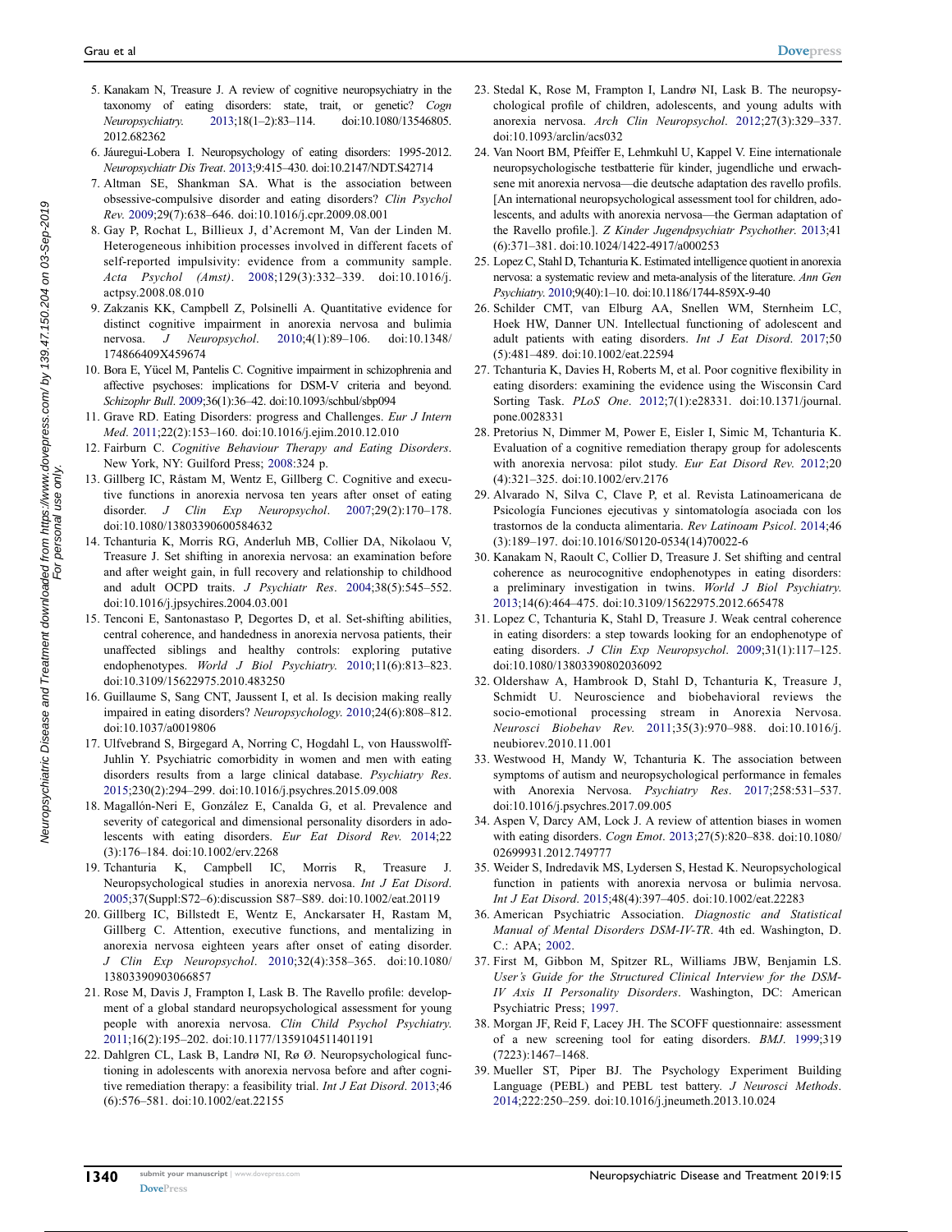5. Kanakam N, Treasure J. A review of cognitive neuropsychiatry in the taxonomy of eating disorders: state, trait, or genetic? *Cogn Neuropsychiatry*. 2013;18(1–2):83–114. doi:10.1080/13546805.2012.682362
6. Jáuregui-Lobera I. Neuropsychology of eating disorders: 1995-2012. *Neuropsychiatr Dis Treat*. 2013;9:415–430. doi:10.2147/NDT.S42714
7. Altman SE, Shankman SA. What is the association between obsessive-compulsive disorder and eating disorders? *Clin Psychol Rev*. 2009;29(7):638–646. doi:10.1016/j.cpr.2009.08.001
8. Gay P, Rochat L, Billieux J, d'Acremont M, Van der Linden M. Heterogeneous inhibition processes involved in different facets of self-reported impulsivity: evidence from a community sample. *Acta Psychol (Amst)*. 2008;129(3):332–339. doi:10.1016/j.actpsy.2008.08.010
9. Zakzanis KK, Campbell Z, Polsinelli A. Quantitative evidence for distinct cognitive impairment in anorexia nervosa and bulimia nervosa. *J Neuropsychol*. 2010;4(1):89–106. doi:10.1348/174866409X459674
10. Bora E, Yücel M, Pantelis C. Cognitive impairment in schizophrenia and affective psychoses: implications for DSM-V criteria and beyond. *Schizophr Bull*. 2009;36(1):36–42. doi:10.1093/schbul/sbp094
11. Grave RD. Eating Disorders: progress and Challenges. *Eur J Intern Med*. 2011;22(2):153–160. doi:10.1016/j.ejim.2010.12.010
12. Fairburn C. *Cognitive Behaviour Therapy and Eating Disorders*. New York, NY: Guilford Press; 2008:324 p.
13. Gillberg IC, Råstam M, Wentz E, Gillberg C. Cognitive and executive functions in anorexia nervosa ten years after onset of eating disorder. *J Clin Exp Neuropsychol*. 2007;29(2):170–178. doi:10.1080/13803390600584632
14. Tchanturia K, Morris RG, Anderluh MB, Collier DA, Nikolaou V, Treasure J. Set shifting in anorexia nervosa: an examination before and after weight gain, in full recovery and relationship to childhood and adult OCPD traits. *J Psychiatr Res*. 2004;38(5):545–552. doi:10.1016/j.jpsychires.2004.03.001
15. Tenconi E, Santonastaso P, Degortes D, et al. Set-shifting abilities, central coherence, and handedness in anorexia nervosa patients, their unaffected siblings and healthy controls: exploring putative endophenotypes. *World J Biol Psychiatry*. 2010;11(6):813–823. doi:10.3109/15622975.2010.483250
16. Guillaume S, Sang CNT, Jaussent I, et al. Is decision making really impaired in eating disorders? *Neuropsychology*. 2010;24(6):808–812. doi:10.1037/a0019806
17. Ulfvebrand S, Birgegard A, Norring C, Hogdahl L, von Hausswolff-Juhlin Y. Psychiatric comorbidity in women and men with eating disorders results from a large clinical database. *Psychiatry Res*. 2015;230(2):294–299. doi:10.1016/j.psychres.2015.09.008
18. Magallón-Neri E, González E, Canalda G, et al. Prevalence and severity of categorical and dimensional personality disorders in adolescents with eating disorders. *Eur Eat Disord Rev*. 2014;22(3):176–184. doi:10.1002/erv.2268
19. Tchanturia K, Campbell IC, Morris R, Treasure J. Neuropsychological studies in anorexia nervosa. *Int J Eat Disord*. 2005;37(Suppl:S72–6):discussion S87–S89. doi:10.1002/eat.20119
20. Gillberg IC, Billstedt E, Wentz E, Anckarsater H, Rastam M, Gillberg C. Attention, executive functions, and mentalizing in anorexia nervosa eighteen years after onset of eating disorder. *J Clin Exp Neuropsychol*. 2010;32(4):358–365. doi:10.1080/13803390903066857
21. Rose M, Davis J, Frampton I, Lask B. The Ravello profile: development of a global standard neuropsychological assessment for young people with anorexia nervosa. *Clin Child Psychol Psychiatry*. 2011;16(2):195–202. doi:10.1177/1359104511401191
22. Dahlgren CL, Lask B, Landrø NI, Rø Ø. Neuropsychological functioning in adolescents with anorexia nervosa before and after cognitive remediation therapy: a feasibility trial. *Int J Eat Disord*. 2013;46(6):576–581. doi:10.1002/eat.22155
23. Stedal K, Rose M, Frampton I, Landrø NI, Lask B. The neuropsychological profile of children, adolescents, and young adults with anorexia nervosa. *Arch Clin Neuropsychol*. 2012;27(3):329–337. doi:10.1093/arclin/acs032
24. Van Noort BM, Pfeiffer E, Lehmkuhl U, Kappel V. Eine internationale neuropsychologische testbatterie für kinder, jugendliche und erwachsene mit anorexia nervosa—die deutsche adaptation des ravello profils. [An international neuropsychological assessment tool for children, adolescents, and adults with anorexia nervosa—the German adaptation of the Ravello profile.]. *Z Kinder Jugendpsychiatr Psychother*. 2013;41(6):371–381. doi:10.1024/1422-4917/a000253
25. Lopez C, Stahl D, Tchanturia K. Estimated intelligence quotient in anorexia nervosa: a systematic review and meta-analysis of the literature. *Ann Gen Psychiatry*. 2010;9(40):1–10. doi:10.1186/1744-859X-9-40
26. Schilder CMT, van Elburg AA, Snellen WM, Sternheim LC, Hoek HW, Danner UN. Intellectual functioning of adolescent and adult patients with eating disorders. *Int J Eat Disord*. 2017;50(5):481–489. doi:10.1002/eat.22594
27. Tchanturia K, Davies H, Roberts M, et al. Poor cognitive flexibility in eating disorders: examining the evidence using the Wisconsin Card Sorting Task. *PLoS One*. 2012;7(1):e28331. doi:10.1371/journal.pone.0028331
28. Pretorius N, Dimmer M, Power E, Eisler I, Simic M, Tchanturia K. Evaluation of a cognitive remediation therapy group for adolescents with anorexia nervosa: pilot study. *Eur Eat Disord Rev*. 2012;20(4):321–325. doi:10.1002/erv.2176
29. Alvarado N, Silva C, Clave P, et al. Revista Latinoamericana de Psicología Funciones ejecutivas y sintomatología asociada con los trastornos de la conducta alimentaria. *Rev Latinoam Psicol*. 2014;46(3):189–197. doi:10.1016/S0120-0534(14)70022-6
30. Kanakam N, Raoult C, Collier D, Treasure J. Set shifting and central coherence as neurocognitive endophenotypes in eating disorders: a preliminary investigation in twins. *World J Biol Psychiatry*. 2013;14(6):464–475. doi:10.3109/15622975.2012.665478
31. Lopez C, Tchanturia K, Stahl D, Treasure J. Weak central coherence in eating disorders: a step towards looking for an endophenotype of eating disorders. *J Clin Exp Neuropsychol*. 2009;31(1):117–125. doi:10.1080/13803390802036092
32. Oldershaw A, Hambrook D, Stahl D, Tchanturia K, Treasure J, Schmidt U. Neuroscience and biobehavioral reviews the socio-emotional processing stream in Anorexia Nervosa. *Neurosci Biobehav Rev*. 2011;35(3):970–988. doi:10.1016/j.neubiorev.2010.11.001
33. Westwood H, Mandy W, Tchanturia K. The association between symptoms of autism and neuropsychological performance in females with Anorexia Nervosa. *Psychiatry Res*. 2017;258:531–537. doi:10.1016/j.psychres.2017.09.005
34. Aspen V, Darcy AM, Lock J. A review of attention biases in women with eating disorders. *Cogn Emot*. 2013;27(5):820–838. doi:10.1080/02699931.2012.749777
35. Weider S, Indredavik MS, Lydersen S, Hestad K. Neuropsychological function in patients with anorexia nervosa or bulimia nervosa. *Int J Eat Disord*. 2015;48(4):397–405. doi:10.1002/eat.22283
36. American Psychiatric Association. *Diagnostic and Statistical Manual of Mental Disorders DSM-IV-TR*. 4th ed. Washington, D.C.: APA; 2002.
37. First M, Gibbon M, Spitzer RL, Williams JBW, Benjamin LS. *User's Guide for the Structured Clinical Interview for the DSM-IV Axis II Personality Disorders*. Washington, DC: American Psychiatric Press; 1997.
38. Morgan JF, Reid F, Lacey JH. The SCOFF questionnaire: assessment of a new screening tool for eating disorders. *BMJ*. 1999;319(7223):1467–1468.
39. Mueller ST, Piper BJ. The Psychology Experiment Building Language (PEBL) and PEBL test battery. *J Neurosci Methods*. 2014;222:250–259. doi:10.1016/j.jneumeth.2013.10.024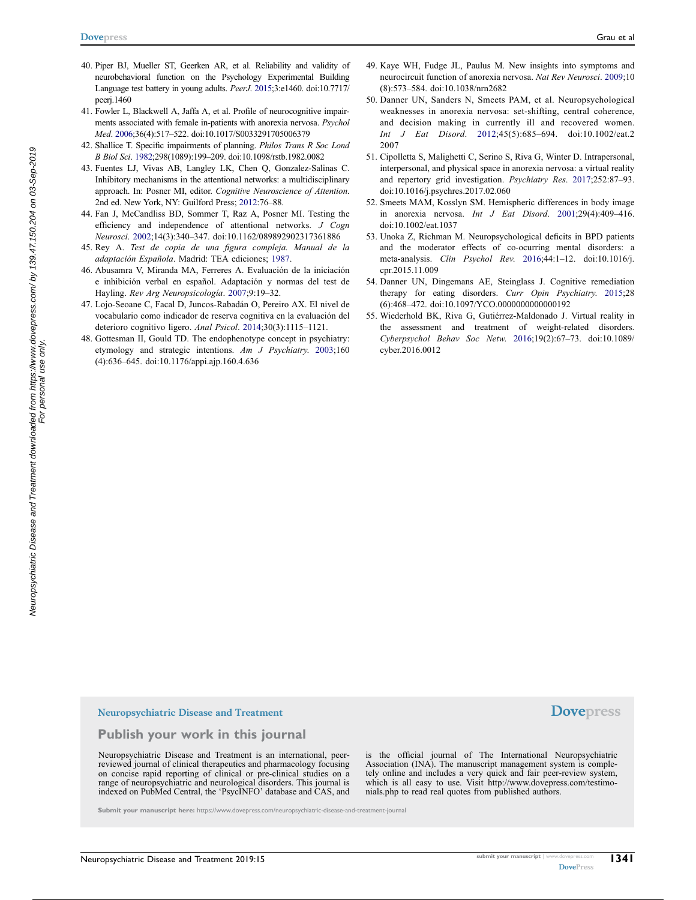40. Piper BJ, Mueller ST, Geerken AR, et al. Reliability and validity of neurobehavioral function on the Psychology Experimental Building Language test battery in young adults. *PeerJ*. 2015;3:e1460. doi:10.7717/peerj.1460
41. Fowler L, Blackwell A, Jaffa A, et al. Profile of neurocognitive impairments associated with female in-patients with anorexia nervosa. *Psychol Med*. 2006;36(4):517–522. doi:10.1017/S0033291705006379
42. Shallice T. Specific impairments of planning. *Philos Trans R Soc Lond B Biol Sci*. 1982;298(1089):199–209. doi:10.1098/rstb.1982.0082
43. Fuentes LJ, Vivas AB, Langley LK, Chen Q, Gonzalez-Salinas C. Inhibitory mechanisms in the attentional networks: a multidisciplinary approach. In: Posner MI, editor. *Cognitive Neuroscience of Attention*. 2nd ed. New York, NY: Guilford Press; 2012:76–88.
44. Fan J, McCandliss BD, Sommer T, Raz A, Posner MI. Testing the efficiency and independence of attentional networks. *J Cogn Neurosci*. 2002;14(3):340–347. doi:10.1162/089892902317361886
45. Rey A. *Test de copia de una figura compleja. Manual de la adaptación Española*. Madrid: TEA ediciones; 1987.
46. Abusamra V, Miranda MA, Ferreres A. Evaluación de la iniciación e inhibición verbal en español. Adaptación y normas del test de Hayling. *Rev Arg Neuropsicología*. 2007;9:19–32.
47. Lojo-Seoane C, Facal D, Juncos-Rabadán O, Pereiro AX. El nivel de vocabulario como indicador de reserva cognitiva en la evaluación del deterioro cognitivo ligero. *Anal Psicol*. 2014;30(3):1115–1121.
48. Gottesman II, Gould TD. The endophenotype concept in psychiatry: etymology and strategic intentions. *Am J Psychiatry*. 2003;160(4):636–645. doi:10.1176/appi.ajp.160.4.636
49. Kaye WH, Fudge JL, Paulus M. New insights into symptoms and neurocircuit function of anorexia nervosa. *Nat Rev Neurosci*. 2009;10(8):573–584. doi:10.1038/nrn2682
50. Danner UN, Sanders N, Smeets PAM, et al. Neuropsychological weaknesses in anorexia nervosa: set-shifting, central coherence, and decision making in currently ill and recovered women. *Int J Eat Disord*. 2012;45(5):685–694. doi:10.1002/eat.22007
51. Cipolletta S, Malighetti C, Serino S, Riva G, Winter D. Intrapersonal, interpersonal, and physical space in anorexia nervosa: a virtual reality and repertory grid investigation. *Psychiatry Res*. 2017;252:87–93. doi:10.1016/j.psychres.2017.02.060
52. Smeets MAM, Kosslyn SM. Hemispheric differences in body image in anorexia nervosa. *Int J Eat Disord*. 2001;29(4):409–416. doi:10.1002/eat.1037
53. Unoka Z, Richman M. Neuropsychological deficits in BPD patients and the moderator effects of co-ocurring mental disorders: a meta-analysis. *Clin Psychol Rev*. 2016;44:1–12. doi:10.1016/j.cpr.2015.11.009
54. Danner UN, Dingemans AE, Steinglass J. Cognitive remediation therapy for eating disorders. *Curr Opin Psychiatry*. 2015;28(6):468–472. doi:10.1097/YCO.0000000000000192
55. Wiederhold BK, Riva G, Gutiérrez-Maldonado J. Virtual reality in the assessment and treatment of weight-related disorders. *Cyberpsychol Behav Soc Netw*. 2016;19(2):67–73. doi:10.1089/cyber.2016.0012

**Neuropsychiatric Disease and Treatment**

**Publish your work in this journal**

Neuropsychiatric Disease and Treatment is an international, peer-reviewed journal of clinical therapeutics and pharmacology focusing on concise rapid reporting of clinical or pre-clinical studies on a range of neuropsychiatric and neurological disorders. This journal is indexed on PubMed Central, the 'PsycINFO' database and CAS, and is the official journal of The International Neuropsychiatric Association (INA). The manuscript management system is completely online and includes a very quick and fair peer-review system, which is all easy to use. Visit http://www.dovepress.com/testimonials.php to read real quotes from published authors.

**Submit your manuscript here:** https://www.dovepress.com/neuropsychiatric-disease-and-treatment-journal